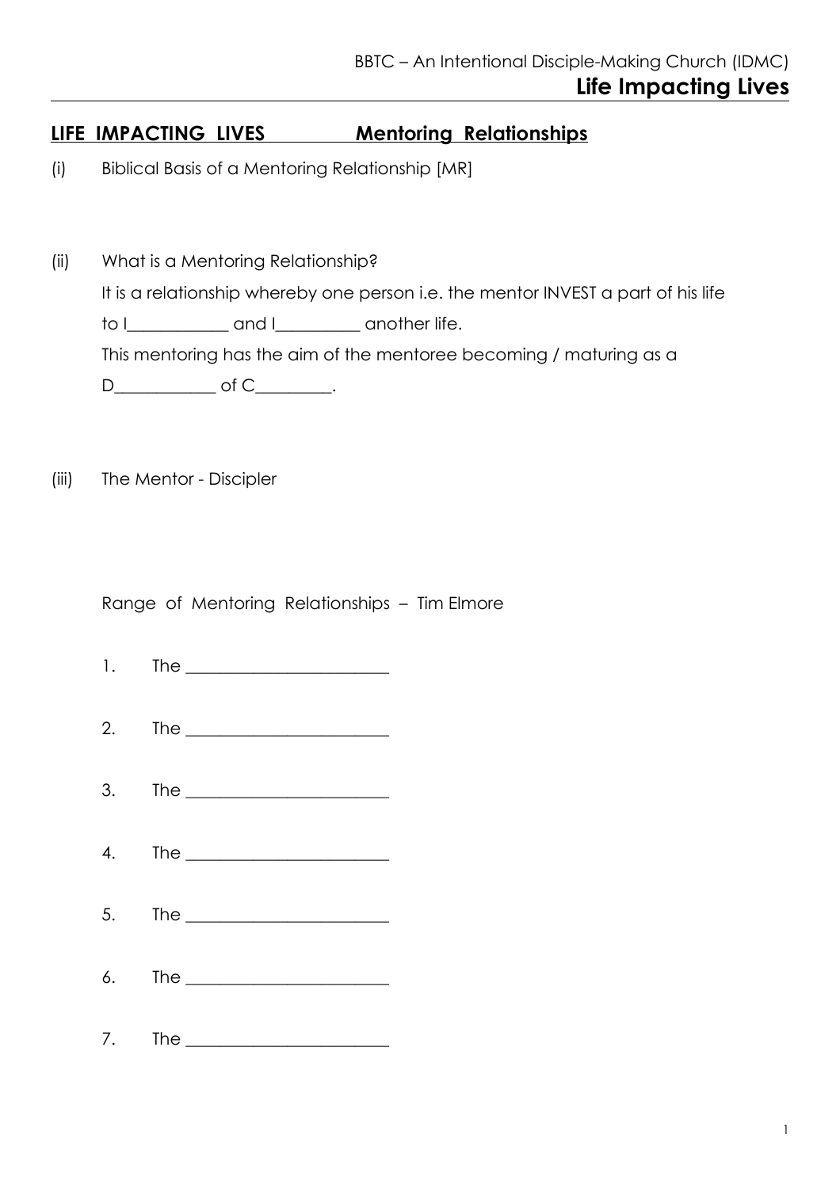# LIFE IMPACTING LIVES — Mentoring Relationships

(i) Biblical Basis of a Mentoring Relationship [MR]

(ii) What is a Mentoring Relationship?

It is a relationship whereby one person i.e. the mentor INVEST a part of his life to I___________ and I_________ another life.

This mentoring has the aim of the mentoree becoming / maturing as a D___________ of C________.

(iii) The Mentor - Discipler

Range of Mentoring Relationships – Tim Elmore

1. The ______________________
2. The ______________________
3. The ______________________
4. The ______________________
5. The ______________________
6. The ______________________
7. The ______________________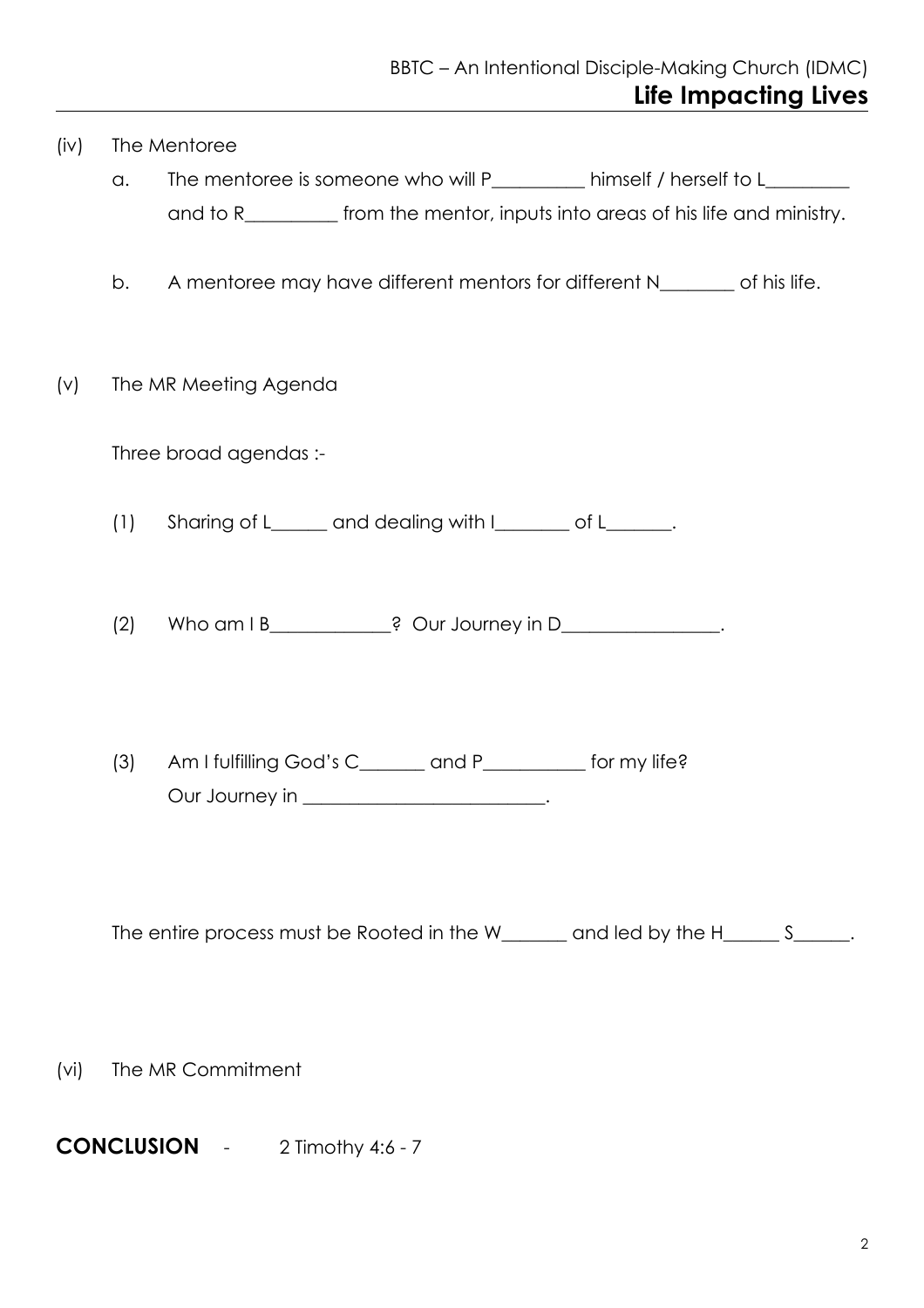(iv) The Mentoree

a. The mentoree is someone who will P__________ himself / herself to L_________ and to R__________ from the mentor, inputs into areas of his life and ministry.

b. A mentoree may have different mentors for different N________ of his life.

(v) The MR Meeting Agenda

Three broad agendas :-

(1) Sharing of L______ and dealing with I________ of L_______.

(2) Who am I B_____________? Our Journey in D_________________.

(3) Am I fulfilling God's C_______ and P___________ for my life?
Our Journey in __________________________.

The entire process must be Rooted in the W_______ and led by the H______ S______.

(vi) The MR Commitment

**CONCLUSION** - 2 Timothy 4:6 - 7